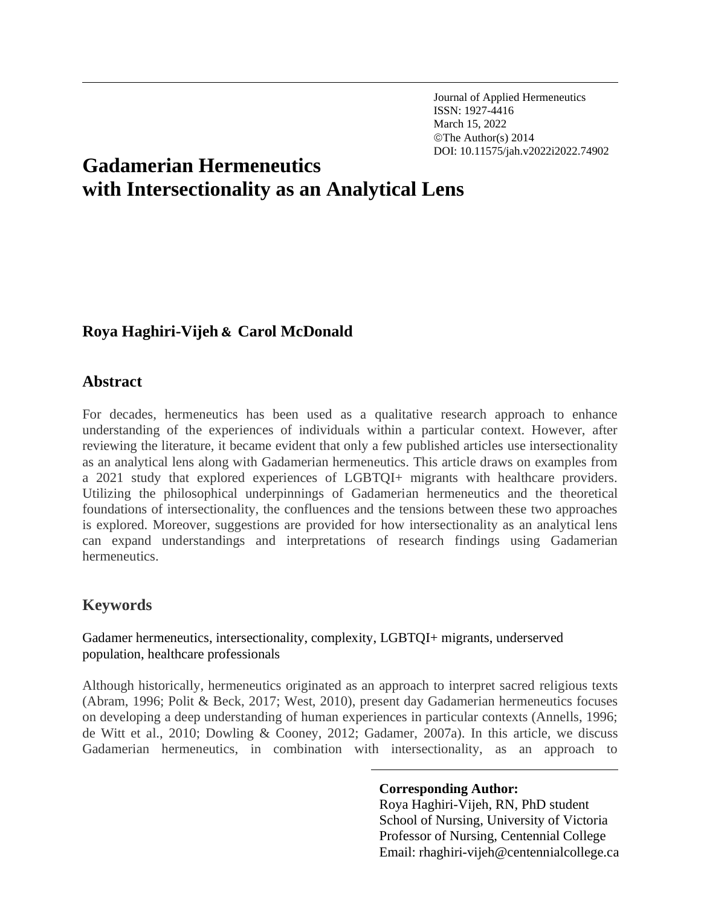Journal of Applied Hermeneutics
ISSN: 1927-4416
March 15, 2022
©The Author(s) 2014
DOI: 10.11575/jah.v2022i2022.74902

# Gadamerian Hermeneutics with Intersectionality as an Analytical Lens

**Roya Haghiri-Vijeh & Carol McDonald**

## Abstract

For decades, hermeneutics has been used as a qualitative research approach to enhance understanding of the experiences of individuals within a particular context. However, after reviewing the literature, it became evident that only a few published articles use intersectionality as an analytical lens along with Gadamerian hermeneutics. This article draws on examples from a 2021 study that explored experiences of LGBTQI+ migrants with healthcare providers. Utilizing the philosophical underpinnings of Gadamerian hermeneutics and the theoretical foundations of intersectionality, the confluences and the tensions between these two approaches is explored. Moreover, suggestions are provided for how intersectionality as an analytical lens can expand understandings and interpretations of research findings using Gadamerian hermeneutics.

## Keywords

Gadamer hermeneutics, intersectionality, complexity, LGBTQI+ migrants, underserved population, healthcare professionals

Although historically, hermeneutics originated as an approach to interpret sacred religious texts (Abram, 1996; Polit & Beck, 2017; West, 2010), present day Gadamerian hermeneutics focuses on developing a deep understanding of human experiences in particular contexts (Annells, 1996; de Witt et al., 2010; Dowling & Cooney, 2012; Gadamer, 2007a). In this article, we discuss Gadamerian hermeneutics, in combination with intersectionality, as an approach to

**Corresponding Author:**
Roya Haghiri-Vijeh, RN, PhD student
School of Nursing, University of Victoria
Professor of Nursing, Centennial College
Email: rhaghiri-vijeh@centennialcollege.ca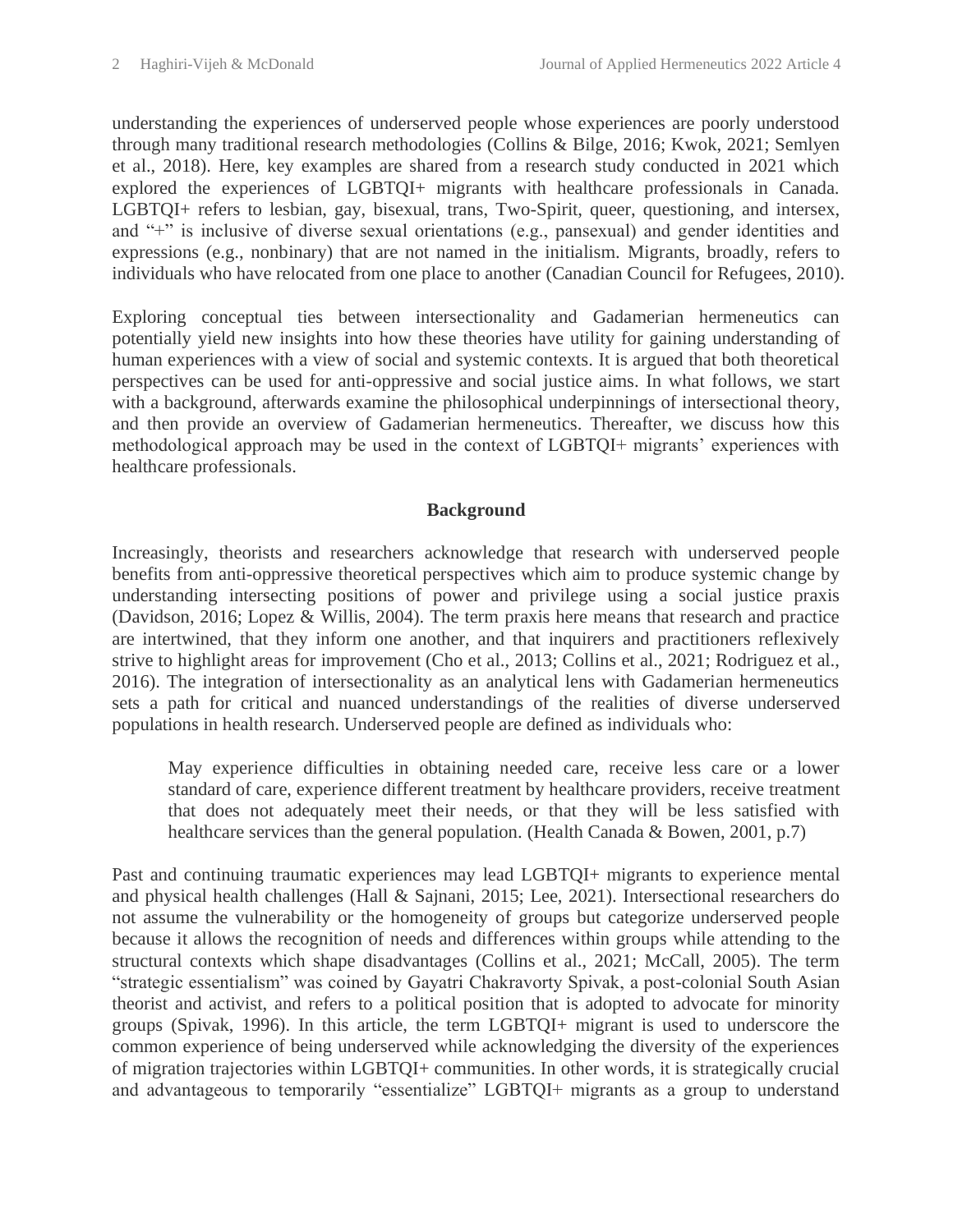understanding the experiences of underserved people whose experiences are poorly understood through many traditional research methodologies (Collins & Bilge, 2016; Kwok, 2021; Semlyen et al., 2018). Here, key examples are shared from a research study conducted in 2021 which explored the experiences of LGBTQI+ migrants with healthcare professionals in Canada. LGBTQI+ refers to lesbian, gay, bisexual, trans, Two-Spirit, queer, questioning, and intersex, and "+" is inclusive of diverse sexual orientations (e.g., pansexual) and gender identities and expressions (e.g., nonbinary) that are not named in the initialism. Migrants, broadly, refers to individuals who have relocated from one place to another (Canadian Council for Refugees, 2010).

Exploring conceptual ties between intersectionality and Gadamerian hermeneutics can potentially yield new insights into how these theories have utility for gaining understanding of human experiences with a view of social and systemic contexts. It is argued that both theoretical perspectives can be used for anti-oppressive and social justice aims. In what follows, we start with a background, afterwards examine the philosophical underpinnings of intersectional theory, and then provide an overview of Gadamerian hermeneutics. Thereafter, we discuss how this methodological approach may be used in the context of LGBTQI+ migrants' experiences with healthcare professionals.

## Background

Increasingly, theorists and researchers acknowledge that research with underserved people benefits from anti-oppressive theoretical perspectives which aim to produce systemic change by understanding intersecting positions of power and privilege using a social justice praxis (Davidson, 2016; Lopez & Willis, 2004). The term praxis here means that research and practice are intertwined, that they inform one another, and that inquirers and practitioners reflexively strive to highlight areas for improvement (Cho et al., 2013; Collins et al., 2021; Rodriguez et al., 2016). The integration of intersectionality as an analytical lens with Gadamerian hermeneutics sets a path for critical and nuanced understandings of the realities of diverse underserved populations in health research. Underserved people are defined as individuals who:

> May experience difficulties in obtaining needed care, receive less care or a lower standard of care, experience different treatment by healthcare providers, receive treatment that does not adequately meet their needs, or that they will be less satisfied with healthcare services than the general population. (Health Canada & Bowen, 2001, p.7)

Past and continuing traumatic experiences may lead LGBTQI+ migrants to experience mental and physical health challenges (Hall & Sajnani, 2015; Lee, 2021). Intersectional researchers do not assume the vulnerability or the homogeneity of groups but categorize underserved people because it allows the recognition of needs and differences within groups while attending to the structural contexts which shape disadvantages (Collins et al., 2021; McCall, 2005). The term "strategic essentialism" was coined by Gayatri Chakravorty Spivak, a post-colonial South Asian theorist and activist, and refers to a political position that is adopted to advocate for minority groups (Spivak, 1996). In this article, the term LGBTQI+ migrant is used to underscore the common experience of being underserved while acknowledging the diversity of the experiences of migration trajectories within LGBTQI+ communities. In other words, it is strategically crucial and advantageous to temporarily "essentialize" LGBTQI+ migrants as a group to understand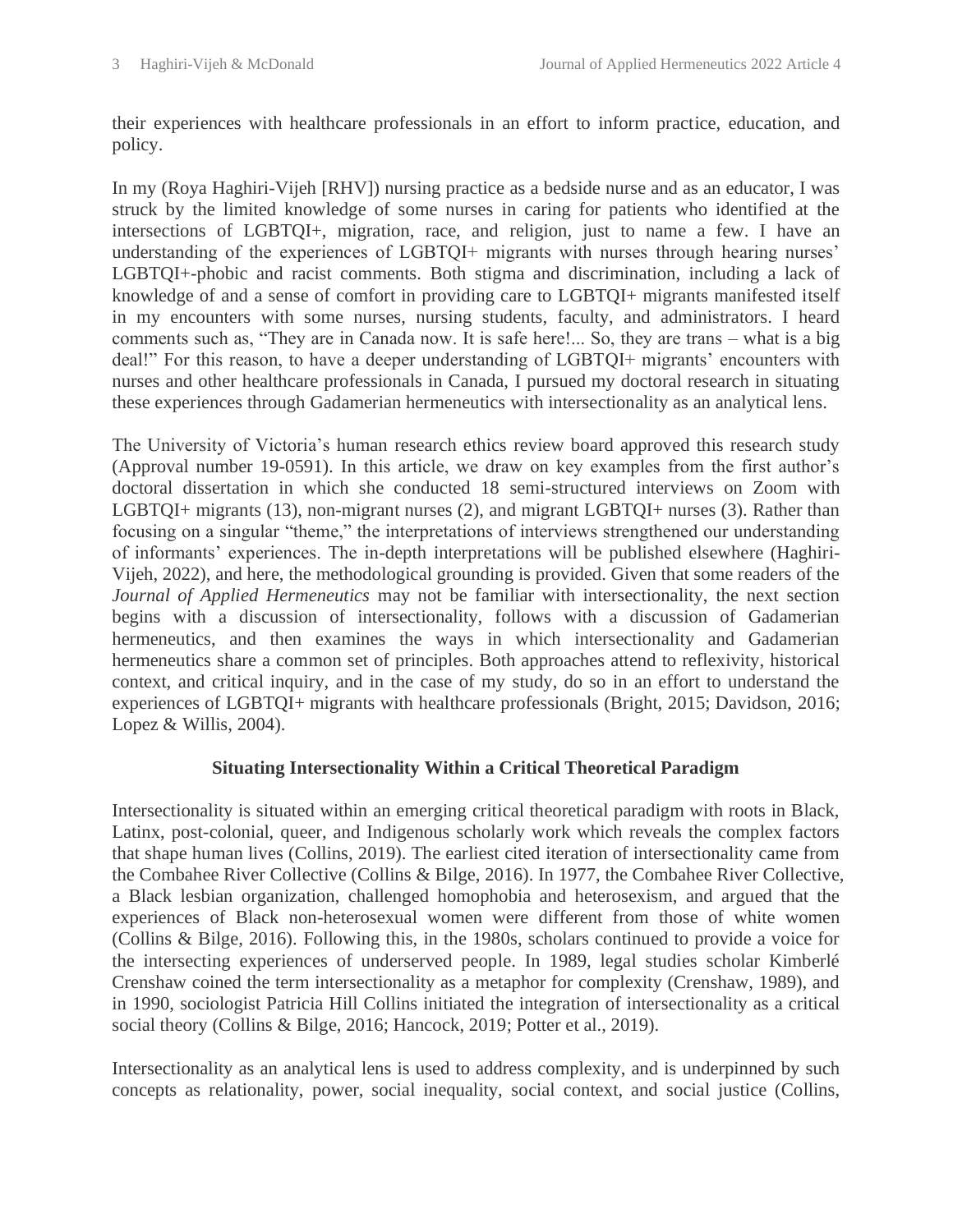their experiences with healthcare professionals in an effort to inform practice, education, and policy.

In my (Roya Haghiri-Vijeh [RHV]) nursing practice as a bedside nurse and as an educator, I was struck by the limited knowledge of some nurses in caring for patients who identified at the intersections of LGBTQI+, migration, race, and religion, just to name a few. I have an understanding of the experiences of LGBTQI+ migrants with nurses through hearing nurses' LGBTQI+-phobic and racist comments. Both stigma and discrimination, including a lack of knowledge of and a sense of comfort in providing care to LGBTQI+ migrants manifested itself in my encounters with some nurses, nursing students, faculty, and administrators. I heard comments such as, "They are in Canada now. It is safe here!... So, they are trans – what is a big deal!" For this reason, to have a deeper understanding of LGBTQI+ migrants' encounters with nurses and other healthcare professionals in Canada, I pursued my doctoral research in situating these experiences through Gadamerian hermeneutics with intersectionality as an analytical lens.

The University of Victoria's human research ethics review board approved this research study (Approval number 19-0591). In this article, we draw on key examples from the first author's doctoral dissertation in which she conducted 18 semi-structured interviews on Zoom with LGBTQI+ migrants (13), non-migrant nurses (2), and migrant LGBTQI+ nurses (3). Rather than focusing on a singular "theme," the interpretations of interviews strengthened our understanding of informants' experiences. The in-depth interpretations will be published elsewhere (Haghiri-Vijeh, 2022), and here, the methodological grounding is provided. Given that some readers of the *Journal of Applied Hermeneutics* may not be familiar with intersectionality, the next section begins with a discussion of intersectionality, follows with a discussion of Gadamerian hermeneutics, and then examines the ways in which intersectionality and Gadamerian hermeneutics share a common set of principles. Both approaches attend to reflexivity, historical context, and critical inquiry, and in the case of my study, do so in an effort to understand the experiences of LGBTQI+ migrants with healthcare professionals (Bright, 2015; Davidson, 2016; Lopez & Willis, 2004).

## Situating Intersectionality Within a Critical Theoretical Paradigm

Intersectionality is situated within an emerging critical theoretical paradigm with roots in Black, Latinx, post-colonial, queer, and Indigenous scholarly work which reveals the complex factors that shape human lives (Collins, 2019). The earliest cited iteration of intersectionality came from the Combahee River Collective (Collins & Bilge, 2016). In 1977, the Combahee River Collective, a Black lesbian organization, challenged homophobia and heterosexism, and argued that the experiences of Black non-heterosexual women were different from those of white women (Collins & Bilge, 2016). Following this, in the 1980s, scholars continued to provide a voice for the intersecting experiences of underserved people. In 1989, legal studies scholar Kimberlé Crenshaw coined the term intersectionality as a metaphor for complexity (Crenshaw, 1989), and in 1990, sociologist Patricia Hill Collins initiated the integration of intersectionality as a critical social theory (Collins & Bilge, 2016; Hancock, 2019; Potter et al., 2019).

Intersectionality as an analytical lens is used to address complexity, and is underpinned by such concepts as relationality, power, social inequality, social context, and social justice (Collins,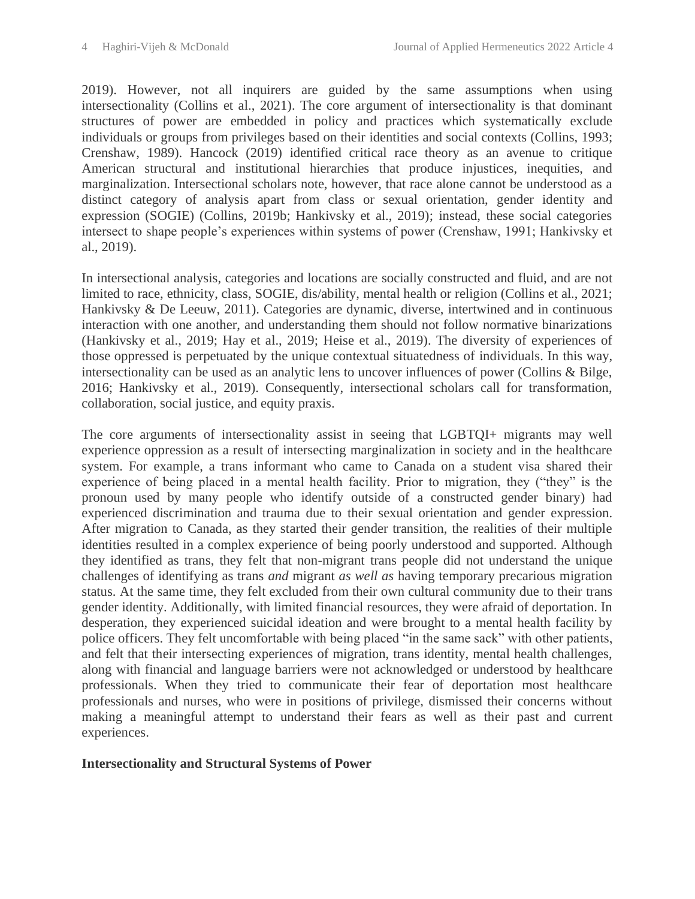2019). However, not all inquirers are guided by the same assumptions when using intersectionality (Collins et al., 2021). The core argument of intersectionality is that dominant structures of power are embedded in policy and practices which systematically exclude individuals or groups from privileges based on their identities and social contexts (Collins, 1993; Crenshaw, 1989). Hancock (2019) identified critical race theory as an avenue to critique American structural and institutional hierarchies that produce injustices, inequities, and marginalization. Intersectional scholars note, however, that race alone cannot be understood as a distinct category of analysis apart from class or sexual orientation, gender identity and expression (SOGIE) (Collins, 2019b; Hankivsky et al., 2019); instead, these social categories intersect to shape people's experiences within systems of power (Crenshaw, 1991; Hankivsky et al., 2019).

In intersectional analysis, categories and locations are socially constructed and fluid, and are not limited to race, ethnicity, class, SOGIE, dis/ability, mental health or religion (Collins et al., 2021; Hankivsky & De Leeuw, 2011). Categories are dynamic, diverse, intertwined and in continuous interaction with one another, and understanding them should not follow normative binarizations (Hankivsky et al., 2019; Hay et al., 2019; Heise et al., 2019). The diversity of experiences of those oppressed is perpetuated by the unique contextual situatedness of individuals. In this way, intersectionality can be used as an analytic lens to uncover influences of power (Collins & Bilge, 2016; Hankivsky et al., 2019). Consequently, intersectional scholars call for transformation, collaboration, social justice, and equity praxis.

The core arguments of intersectionality assist in seeing that LGBTQI+ migrants may well experience oppression as a result of intersecting marginalization in society and in the healthcare system. For example, a trans informant who came to Canada on a student visa shared their experience of being placed in a mental health facility. Prior to migration, they ("they" is the pronoun used by many people who identify outside of a constructed gender binary) had experienced discrimination and trauma due to their sexual orientation and gender expression. After migration to Canada, as they started their gender transition, the realities of their multiple identities resulted in a complex experience of being poorly understood and supported. Although they identified as trans, they felt that non-migrant trans people did not understand the unique challenges of identifying as trans *and* migrant *as well as* having temporary precarious migration status. At the same time, they felt excluded from their own cultural community due to their trans gender identity. Additionally, with limited financial resources, they were afraid of deportation. In desperation, they experienced suicidal ideation and were brought to a mental health facility by police officers. They felt uncomfortable with being placed "in the same sack" with other patients, and felt that their intersecting experiences of migration, trans identity, mental health challenges, along with financial and language barriers were not acknowledged or understood by healthcare professionals. When they tried to communicate their fear of deportation most healthcare professionals and nurses, who were in positions of privilege, dismissed their concerns without making a meaningful attempt to understand their fears as well as their past and current experiences.

**Intersectionality and Structural Systems of Power**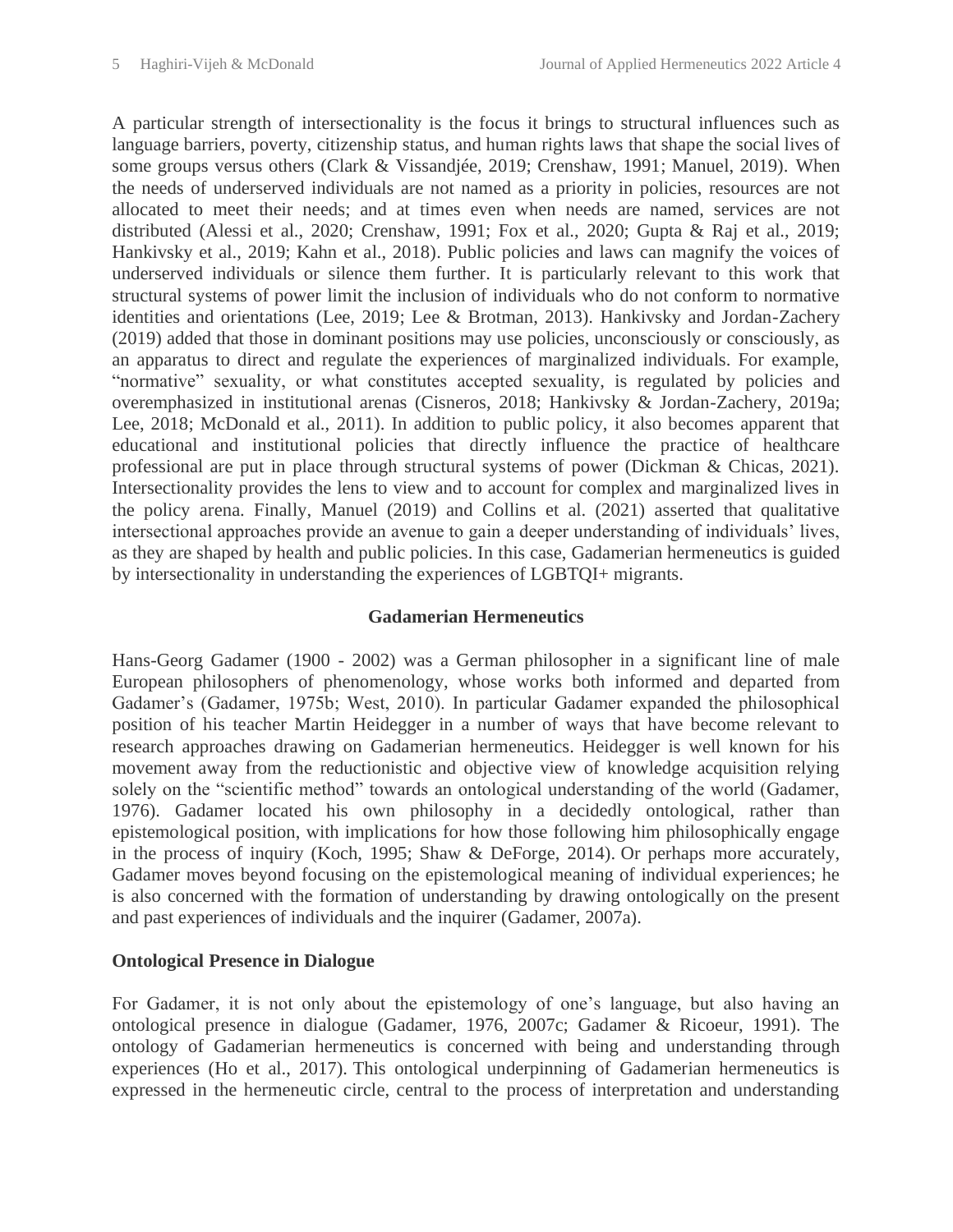A particular strength of intersectionality is the focus it brings to structural influences such as language barriers, poverty, citizenship status, and human rights laws that shape the social lives of some groups versus others (Clark & Vissandjée, 2019; Crenshaw, 1991; Manuel, 2019). When the needs of underserved individuals are not named as a priority in policies, resources are not allocated to meet their needs; and at times even when needs are named, services are not distributed (Alessi et al., 2020; Crenshaw, 1991; Fox et al., 2020; Gupta & Raj et al., 2019; Hankivsky et al., 2019; Kahn et al., 2018). Public policies and laws can magnify the voices of underserved individuals or silence them further. It is particularly relevant to this work that structural systems of power limit the inclusion of individuals who do not conform to normative identities and orientations (Lee, 2019; Lee & Brotman, 2013). Hankivsky and Jordan-Zachery (2019) added that those in dominant positions may use policies, unconsciously or consciously, as an apparatus to direct and regulate the experiences of marginalized individuals. For example, "normative" sexuality, or what constitutes accepted sexuality, is regulated by policies and overemphasized in institutional arenas (Cisneros, 2018; Hankivsky & Jordan-Zachery, 2019a; Lee, 2018; McDonald et al., 2011). In addition to public policy, it also becomes apparent that educational and institutional policies that directly influence the practice of healthcare professional are put in place through structural systems of power (Dickman & Chicas, 2021). Intersectionality provides the lens to view and to account for complex and marginalized lives in the policy arena. Finally, Manuel (2019) and Collins et al. (2021) asserted that qualitative intersectional approaches provide an avenue to gain a deeper understanding of individuals' lives, as they are shaped by health and public policies. In this case, Gadamerian hermeneutics is guided by intersectionality in understanding the experiences of LGBTQI+ migrants.

## Gadamerian Hermeneutics

Hans-Georg Gadamer (1900 - 2002) was a German philosopher in a significant line of male European philosophers of phenomenology, whose works both informed and departed from Gadamer's (Gadamer, 1975b; West, 2010). In particular Gadamer expanded the philosophical position of his teacher Martin Heidegger in a number of ways that have become relevant to research approaches drawing on Gadamerian hermeneutics. Heidegger is well known for his movement away from the reductionistic and objective view of knowledge acquisition relying solely on the "scientific method" towards an ontological understanding of the world (Gadamer, 1976). Gadamer located his own philosophy in a decidedly ontological, rather than epistemological position, with implications for how those following him philosophically engage in the process of inquiry (Koch, 1995; Shaw & DeForge, 2014). Or perhaps more accurately, Gadamer moves beyond focusing on the epistemological meaning of individual experiences; he is also concerned with the formation of understanding by drawing ontologically on the present and past experiences of individuals and the inquirer (Gadamer, 2007a).

### Ontological Presence in Dialogue

For Gadamer, it is not only about the epistemology of one's language, but also having an ontological presence in dialogue (Gadamer, 1976, 2007c; Gadamer & Ricoeur, 1991). The ontology of Gadamerian hermeneutics is concerned with being and understanding through experiences (Ho et al., 2017). This ontological underpinning of Gadamerian hermeneutics is expressed in the hermeneutic circle, central to the process of interpretation and understanding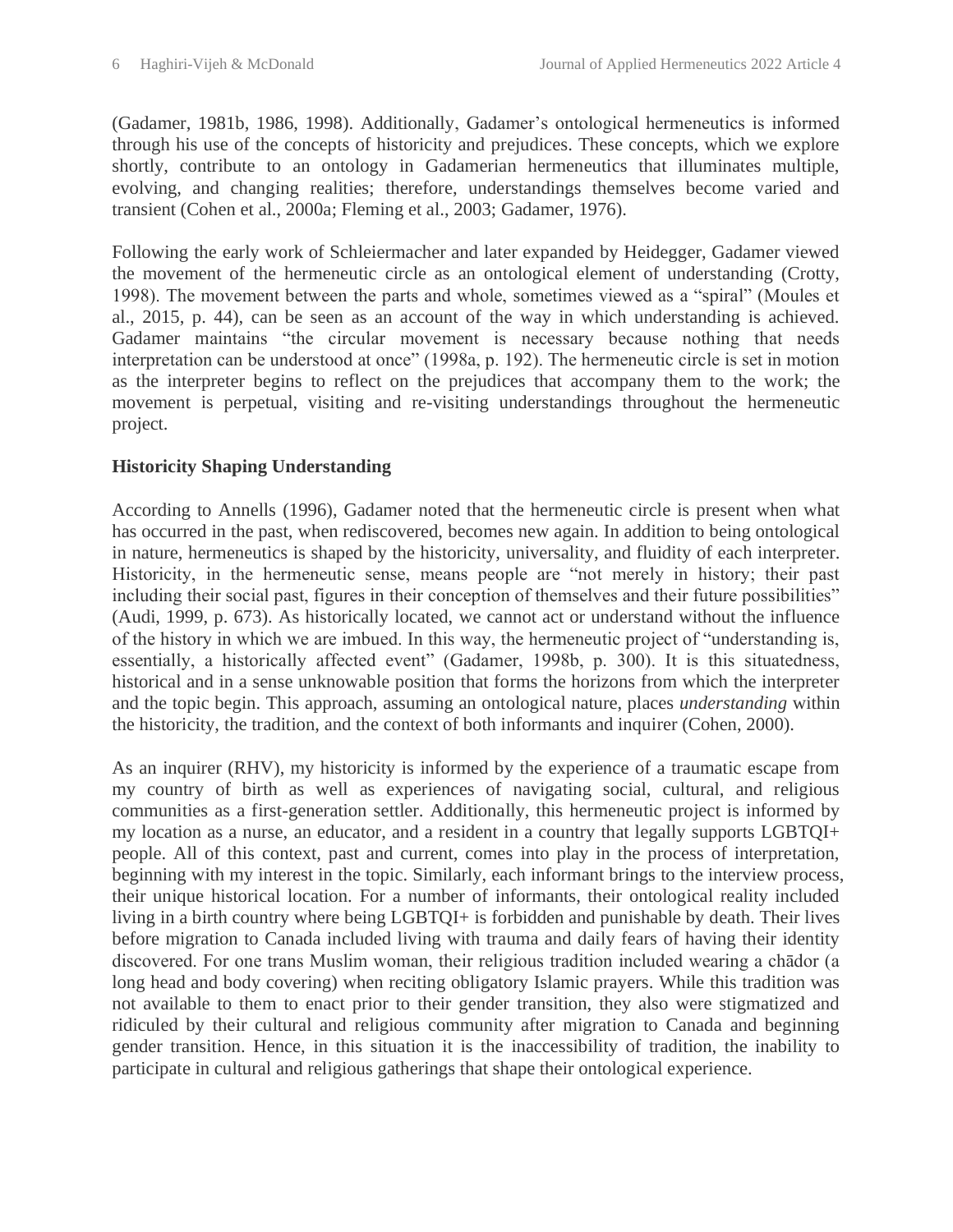(Gadamer, 1981b, 1986, 1998). Additionally, Gadamer's ontological hermeneutics is informed through his use of the concepts of historicity and prejudices. These concepts, which we explore shortly, contribute to an ontology in Gadamerian hermeneutics that illuminates multiple, evolving, and changing realities; therefore, understandings themselves become varied and transient (Cohen et al., 2000a; Fleming et al., 2003; Gadamer, 1976).

Following the early work of Schleiermacher and later expanded by Heidegger, Gadamer viewed the movement of the hermeneutic circle as an ontological element of understanding (Crotty, 1998). The movement between the parts and whole, sometimes viewed as a "spiral" (Moules et al., 2015, p. 44), can be seen as an account of the way in which understanding is achieved. Gadamer maintains "the circular movement is necessary because nothing that needs interpretation can be understood at once" (1998a, p. 192). The hermeneutic circle is set in motion as the interpreter begins to reflect on the prejudices that accompany them to the work; the movement is perpetual, visiting and re-visiting understandings throughout the hermeneutic project.

### Historicity Shaping Understanding

According to Annells (1996), Gadamer noted that the hermeneutic circle is present when what has occurred in the past, when rediscovered, becomes new again. In addition to being ontological in nature, hermeneutics is shaped by the historicity, universality, and fluidity of each interpreter. Historicity, in the hermeneutic sense, means people are "not merely in history; their past including their social past, figures in their conception of themselves and their future possibilities" (Audi, 1999, p. 673). As historically located, we cannot act or understand without the influence of the history in which we are imbued. In this way, the hermeneutic project of "understanding is, essentially, a historically affected event" (Gadamer, 1998b, p. 300). It is this situatedness, historical and in a sense unknowable position that forms the horizons from which the interpreter and the topic begin. This approach, assuming an ontological nature, places *understanding* within the historicity, the tradition, and the context of both informants and inquirer (Cohen, 2000).

As an inquirer (RHV), my historicity is informed by the experience of a traumatic escape from my country of birth as well as experiences of navigating social, cultural, and religious communities as a first-generation settler. Additionally, this hermeneutic project is informed by my location as a nurse, an educator, and a resident in a country that legally supports LGBTQI+ people. All of this context, past and current, comes into play in the process of interpretation, beginning with my interest in the topic. Similarly, each informant brings to the interview process, their unique historical location. For a number of informants, their ontological reality included living in a birth country where being LGBTQI+ is forbidden and punishable by death. Their lives before migration to Canada included living with trauma and daily fears of having their identity discovered. For one trans Muslim woman, their religious tradition included wearing a chādor (a long head and body covering) when reciting obligatory Islamic prayers. While this tradition was not available to them to enact prior to their gender transition, they also were stigmatized and ridiculed by their cultural and religious community after migration to Canada and beginning gender transition. Hence, in this situation it is the inaccessibility of tradition, the inability to participate in cultural and religious gatherings that shape their ontological experience.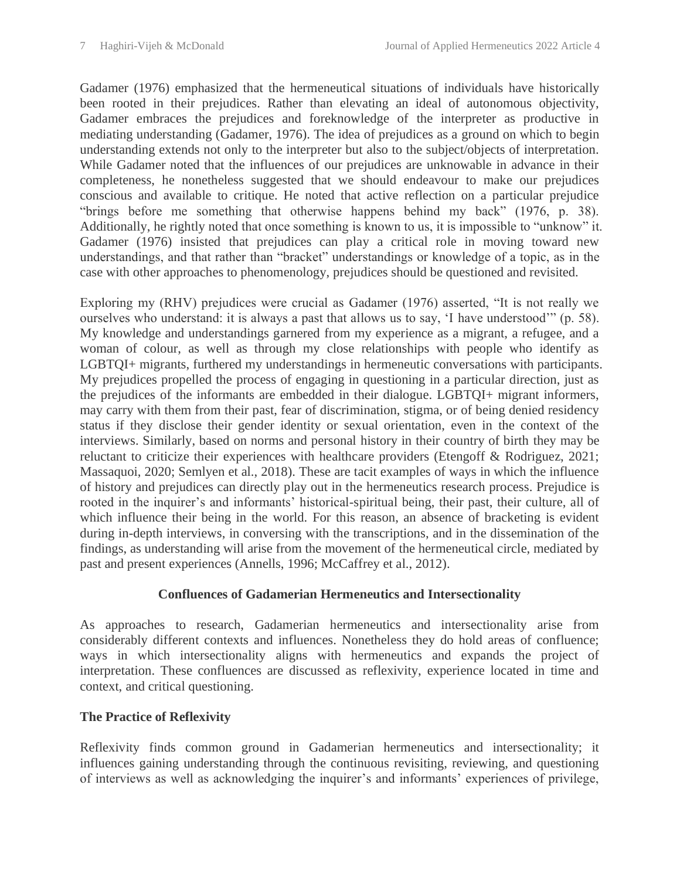Gadamer (1976) emphasized that the hermeneutical situations of individuals have historically been rooted in their prejudices. Rather than elevating an ideal of autonomous objectivity, Gadamer embraces the prejudices and foreknowledge of the interpreter as productive in mediating understanding (Gadamer, 1976). The idea of prejudices as a ground on which to begin understanding extends not only to the interpreter but also to the subject/objects of interpretation. While Gadamer noted that the influences of our prejudices are unknowable in advance in their completeness, he nonetheless suggested that we should endeavour to make our prejudices conscious and available to critique. He noted that active reflection on a particular prejudice "brings before me something that otherwise happens behind my back" (1976, p. 38). Additionally, he rightly noted that once something is known to us, it is impossible to "unknow" it. Gadamer (1976) insisted that prejudices can play a critical role in moving toward new understandings, and that rather than "bracket" understandings or knowledge of a topic, as in the case with other approaches to phenomenology, prejudices should be questioned and revisited.

Exploring my (RHV) prejudices were crucial as Gadamer (1976) asserted, "It is not really we ourselves who understand: it is always a past that allows us to say, 'I have understood'" (p. 58). My knowledge and understandings garnered from my experience as a migrant, a refugee, and a woman of colour, as well as through my close relationships with people who identify as LGBTQI+ migrants, furthered my understandings in hermeneutic conversations with participants. My prejudices propelled the process of engaging in questioning in a particular direction, just as the prejudices of the informants are embedded in their dialogue. LGBTQI+ migrant informers, may carry with them from their past, fear of discrimination, stigma, or of being denied residency status if they disclose their gender identity or sexual orientation, even in the context of the interviews. Similarly, based on norms and personal history in their country of birth they may be reluctant to criticize their experiences with healthcare providers (Etengoff & Rodriguez, 2021; Massaquoi, 2020; Semlyen et al., 2018). These are tacit examples of ways in which the influence of history and prejudices can directly play out in the hermeneutics research process. Prejudice is rooted in the inquirer's and informants' historical-spiritual being, their past, their culture, all of which influence their being in the world. For this reason, an absence of bracketing is evident during in-depth interviews, in conversing with the transcriptions, and in the dissemination of the findings, as understanding will arise from the movement of the hermeneutical circle, mediated by past and present experiences (Annells, 1996; McCaffrey et al., 2012).

## Confluences of Gadamerian Hermeneutics and Intersectionality

As approaches to research, Gadamerian hermeneutics and intersectionality arise from considerably different contexts and influences. Nonetheless they do hold areas of confluence; ways in which intersectionality aligns with hermeneutics and expands the project of interpretation. These confluences are discussed as reflexivity, experience located in time and context, and critical questioning.

### The Practice of Reflexivity

Reflexivity finds common ground in Gadamerian hermeneutics and intersectionality; it influences gaining understanding through the continuous revisiting, reviewing, and questioning of interviews as well as acknowledging the inquirer's and informants' experiences of privilege,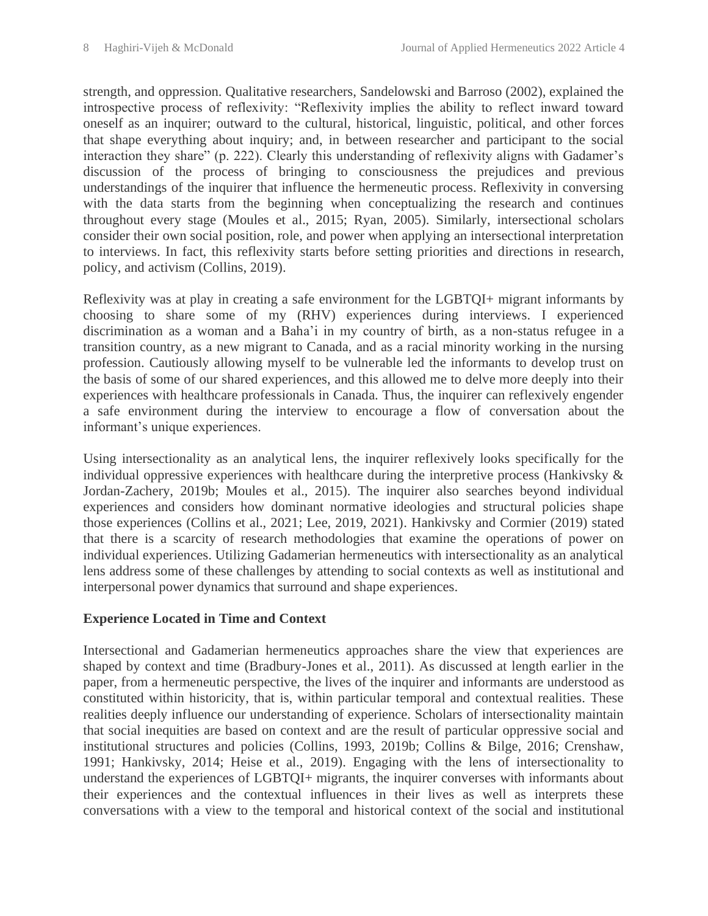strength, and oppression. Qualitative researchers, Sandelowski and Barroso (2002), explained the introspective process of reflexivity: "Reflexivity implies the ability to reflect inward toward oneself as an inquirer; outward to the cultural, historical, linguistic, political, and other forces that shape everything about inquiry; and, in between researcher and participant to the social interaction they share" (p. 222). Clearly this understanding of reflexivity aligns with Gadamer's discussion of the process of bringing to consciousness the prejudices and previous understandings of the inquirer that influence the hermeneutic process. Reflexivity in conversing with the data starts from the beginning when conceptualizing the research and continues throughout every stage (Moules et al., 2015; Ryan, 2005). Similarly, intersectional scholars consider their own social position, role, and power when applying an intersectional interpretation to interviews. In fact, this reflexivity starts before setting priorities and directions in research, policy, and activism (Collins, 2019).

Reflexivity was at play in creating a safe environment for the LGBTQI+ migrant informants by choosing to share some of my (RHV) experiences during interviews. I experienced discrimination as a woman and a Baha'i in my country of birth, as a non-status refugee in a transition country, as a new migrant to Canada, and as a racial minority working in the nursing profession. Cautiously allowing myself to be vulnerable led the informants to develop trust on the basis of some of our shared experiences, and this allowed me to delve more deeply into their experiences with healthcare professionals in Canada. Thus, the inquirer can reflexively engender a safe environment during the interview to encourage a flow of conversation about the informant's unique experiences.

Using intersectionality as an analytical lens, the inquirer reflexively looks specifically for the individual oppressive experiences with healthcare during the interpretive process (Hankivsky & Jordan-Zachery, 2019b; Moules et al., 2015). The inquirer also searches beyond individual experiences and considers how dominant normative ideologies and structural policies shape those experiences (Collins et al., 2021; Lee, 2019, 2021). Hankivsky and Cormier (2019) stated that there is a scarcity of research methodologies that examine the operations of power on individual experiences. Utilizing Gadamerian hermeneutics with intersectionality as an analytical lens address some of these challenges by attending to social contexts as well as institutional and interpersonal power dynamics that surround and shape experiences.

**Experience Located in Time and Context**

Intersectional and Gadamerian hermeneutics approaches share the view that experiences are shaped by context and time (Bradbury-Jones et al., 2011). As discussed at length earlier in the paper, from a hermeneutic perspective, the lives of the inquirer and informants are understood as constituted within historicity, that is, within particular temporal and contextual realities. These realities deeply influence our understanding of experience. Scholars of intersectionality maintain that social inequities are based on context and are the result of particular oppressive social and institutional structures and policies (Collins, 1993, 2019b; Collins & Bilge, 2016; Crenshaw, 1991; Hankivsky, 2014; Heise et al., 2019). Engaging with the lens of intersectionality to understand the experiences of LGBTQI+ migrants, the inquirer converses with informants about their experiences and the contextual influences in their lives as well as interprets these conversations with a view to the temporal and historical context of the social and institutional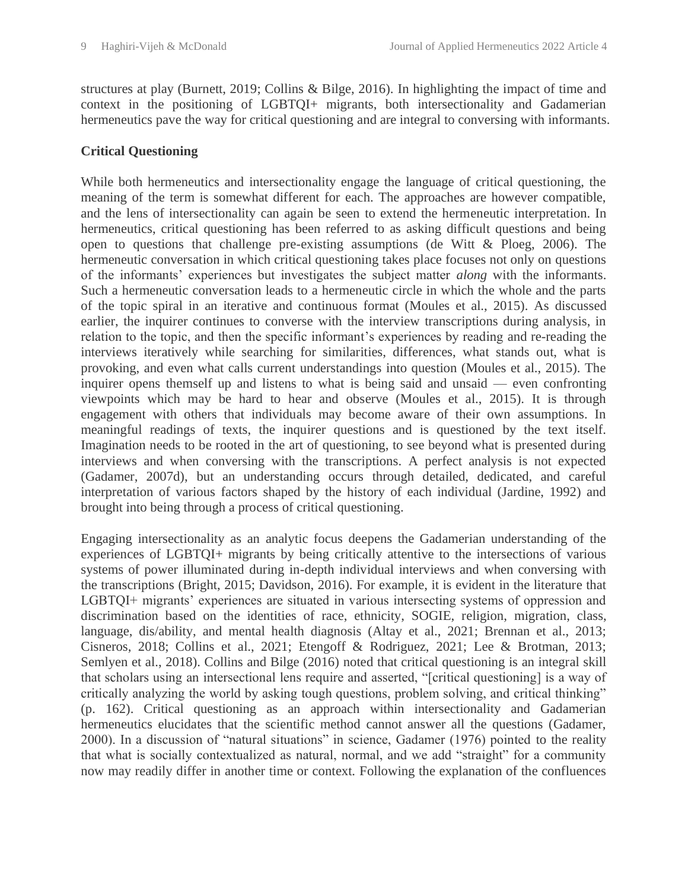structures at play (Burnett, 2019; Collins & Bilge, 2016). In highlighting the impact of time and context in the positioning of LGBTQI+ migrants, both intersectionality and Gadamerian hermeneutics pave the way for critical questioning and are integral to conversing with informants.

### Critical Questioning

While both hermeneutics and intersectionality engage the language of critical questioning, the meaning of the term is somewhat different for each. The approaches are however compatible, and the lens of intersectionality can again be seen to extend the hermeneutic interpretation. In hermeneutics, critical questioning has been referred to as asking difficult questions and being open to questions that challenge pre-existing assumptions (de Witt & Ploeg, 2006). The hermeneutic conversation in which critical questioning takes place focuses not only on questions of the informants' experiences but investigates the subject matter *along* with the informants. Such a hermeneutic conversation leads to a hermeneutic circle in which the whole and the parts of the topic spiral in an iterative and continuous format (Moules et al., 2015). As discussed earlier, the inquirer continues to converse with the interview transcriptions during analysis, in relation to the topic, and then the specific informant's experiences by reading and re-reading the interviews iteratively while searching for similarities, differences, what stands out, what is provoking, and even what calls current understandings into question (Moules et al., 2015). The inquirer opens themself up and listens to what is being said and unsaid — even confronting viewpoints which may be hard to hear and observe (Moules et al., 2015). It is through engagement with others that individuals may become aware of their own assumptions. In meaningful readings of texts, the inquirer questions and is questioned by the text itself. Imagination needs to be rooted in the art of questioning, to see beyond what is presented during interviews and when conversing with the transcriptions. A perfect analysis is not expected (Gadamer, 2007d), but an understanding occurs through detailed, dedicated, and careful interpretation of various factors shaped by the history of each individual (Jardine, 1992) and brought into being through a process of critical questioning.

Engaging intersectionality as an analytic focus deepens the Gadamerian understanding of the experiences of LGBTQI+ migrants by being critically attentive to the intersections of various systems of power illuminated during in-depth individual interviews and when conversing with the transcriptions (Bright, 2015; Davidson, 2016). For example, it is evident in the literature that LGBTQI+ migrants' experiences are situated in various intersecting systems of oppression and discrimination based on the identities of race, ethnicity, SOGIE, religion, migration, class, language, dis/ability, and mental health diagnosis (Altay et al., 2021; Brennan et al., 2013; Cisneros, 2018; Collins et al., 2021; Etengoff & Rodriguez, 2021; Lee & Brotman, 2013; Semlyen et al., 2018). Collins and Bilge (2016) noted that critical questioning is an integral skill that scholars using an intersectional lens require and asserted, "[critical questioning] is a way of critically analyzing the world by asking tough questions, problem solving, and critical thinking" (p. 162). Critical questioning as an approach within intersectionality and Gadamerian hermeneutics elucidates that the scientific method cannot answer all the questions (Gadamer, 2000). In a discussion of "natural situations" in science, Gadamer (1976) pointed to the reality that what is socially contextualized as natural, normal, and we add "straight" for a community now may readily differ in another time or context. Following the explanation of the confluences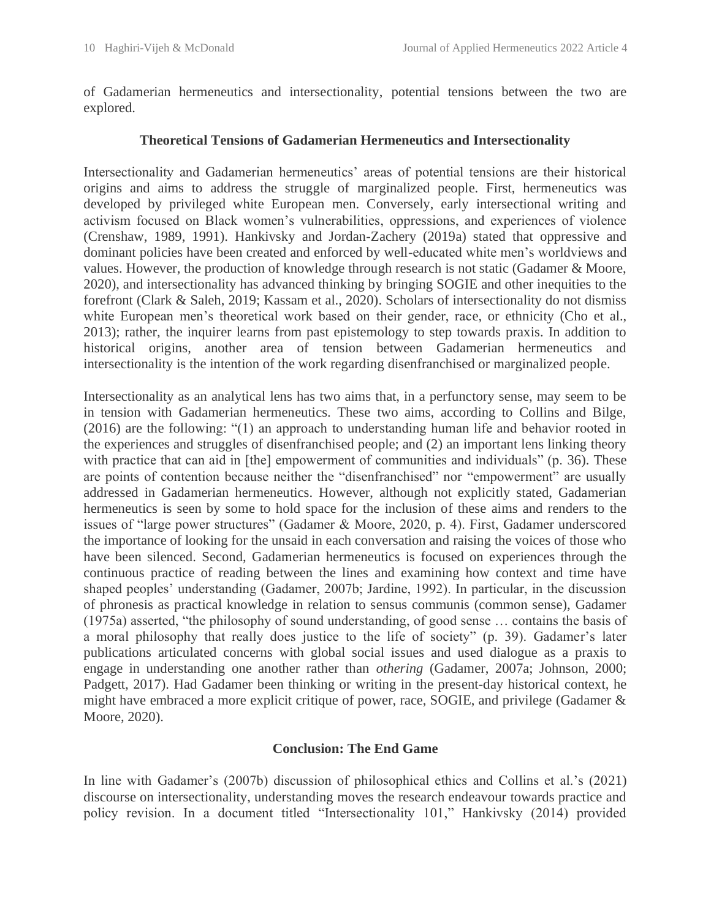of Gadamerian hermeneutics and intersectionality, potential tensions between the two are explored.

## Theoretical Tensions of Gadamerian Hermeneutics and Intersectionality

Intersectionality and Gadamerian hermeneutics' areas of potential tensions are their historical origins and aims to address the struggle of marginalized people. First, hermeneutics was developed by privileged white European men. Conversely, early intersectional writing and activism focused on Black women's vulnerabilities, oppressions, and experiences of violence (Crenshaw, 1989, 1991). Hankivsky and Jordan-Zachery (2019a) stated that oppressive and dominant policies have been created and enforced by well-educated white men's worldviews and values. However, the production of knowledge through research is not static (Gadamer & Moore, 2020), and intersectionality has advanced thinking by bringing SOGIE and other inequities to the forefront (Clark & Saleh, 2019; Kassam et al., 2020). Scholars of intersectionality do not dismiss white European men's theoretical work based on their gender, race, or ethnicity (Cho et al., 2013); rather, the inquirer learns from past epistemology to step towards praxis. In addition to historical origins, another area of tension between Gadamerian hermeneutics and intersectionality is the intention of the work regarding disenfranchised or marginalized people.

Intersectionality as an analytical lens has two aims that, in a perfunctory sense, may seem to be in tension with Gadamerian hermeneutics. These two aims, according to Collins and Bilge, (2016) are the following: "(1) an approach to understanding human life and behavior rooted in the experiences and struggles of disenfranchised people; and (2) an important lens linking theory with practice that can aid in [the] empowerment of communities and individuals" (p. 36). These are points of contention because neither the "disenfranchised" nor "empowerment" are usually addressed in Gadamerian hermeneutics. However, although not explicitly stated, Gadamerian hermeneutics is seen by some to hold space for the inclusion of these aims and renders to the issues of "large power structures" (Gadamer & Moore, 2020, p. 4). First, Gadamer underscored the importance of looking for the unsaid in each conversation and raising the voices of those who have been silenced. Second, Gadamerian hermeneutics is focused on experiences through the continuous practice of reading between the lines and examining how context and time have shaped peoples' understanding (Gadamer, 2007b; Jardine, 1992). In particular, in the discussion of phronesis as practical knowledge in relation to sensus communis (common sense), Gadamer (1975a) asserted, "the philosophy of sound understanding, of good sense … contains the basis of a moral philosophy that really does justice to the life of society" (p. 39). Gadamer's later publications articulated concerns with global social issues and used dialogue as a praxis to engage in understanding one another rather than *othering* (Gadamer, 2007a; Johnson, 2000; Padgett, 2017). Had Gadamer been thinking or writing in the present-day historical context, he might have embraced a more explicit critique of power, race, SOGIE, and privilege (Gadamer & Moore, 2020).

## Conclusion: The End Game

In line with Gadamer's (2007b) discussion of philosophical ethics and Collins et al.'s (2021) discourse on intersectionality, understanding moves the research endeavour towards practice and policy revision. In a document titled "Intersectionality 101," Hankivsky (2014) provided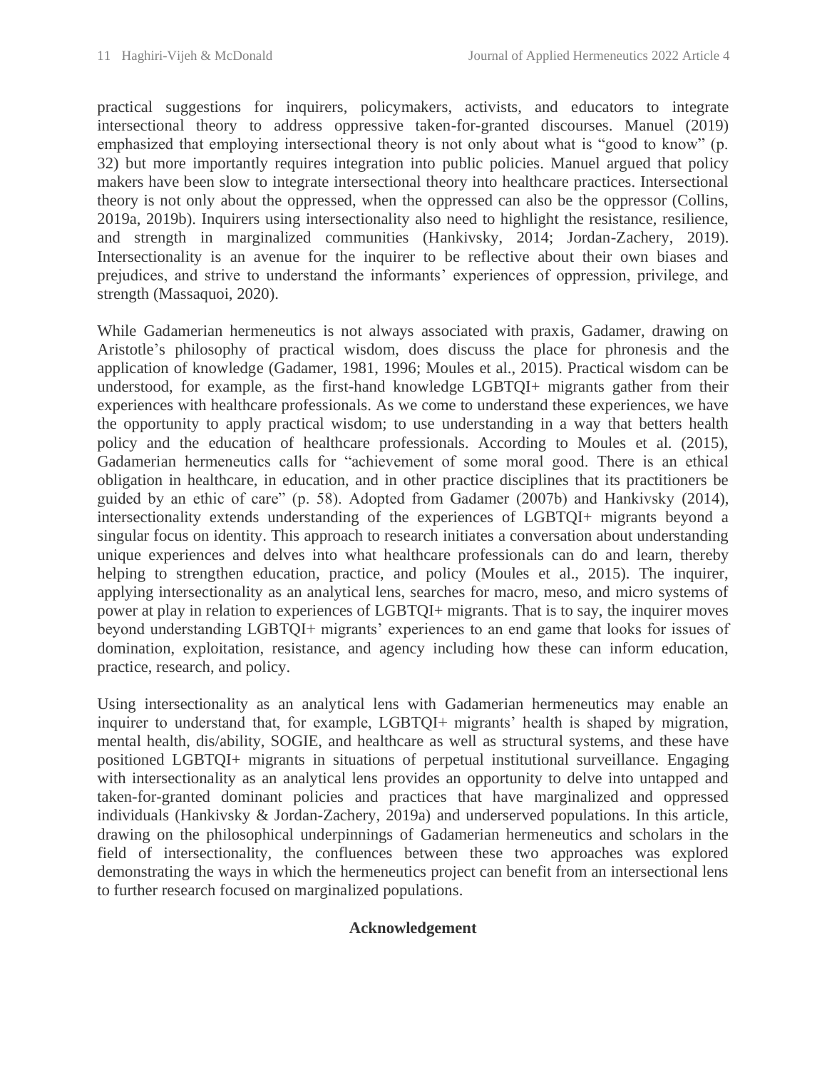practical suggestions for inquirers, policymakers, activists, and educators to integrate intersectional theory to address oppressive taken-for-granted discourses. Manuel (2019) emphasized that employing intersectional theory is not only about what is "good to know" (p. 32) but more importantly requires integration into public policies. Manuel argued that policy makers have been slow to integrate intersectional theory into healthcare practices. Intersectional theory is not only about the oppressed, when the oppressed can also be the oppressor (Collins, 2019a, 2019b). Inquirers using intersectionality also need to highlight the resistance, resilience, and strength in marginalized communities (Hankivsky, 2014; Jordan-Zachery, 2019). Intersectionality is an avenue for the inquirer to be reflective about their own biases and prejudices, and strive to understand the informants' experiences of oppression, privilege, and strength (Massaquoi, 2020).

While Gadamerian hermeneutics is not always associated with praxis, Gadamer, drawing on Aristotle's philosophy of practical wisdom, does discuss the place for phronesis and the application of knowledge (Gadamer, 1981, 1996; Moules et al., 2015). Practical wisdom can be understood, for example, as the first-hand knowledge LGBTQI+ migrants gather from their experiences with healthcare professionals. As we come to understand these experiences, we have the opportunity to apply practical wisdom; to use understanding in a way that betters health policy and the education of healthcare professionals. According to Moules et al. (2015), Gadamerian hermeneutics calls for "achievement of some moral good. There is an ethical obligation in healthcare, in education, and in other practice disciplines that its practitioners be guided by an ethic of care" (p. 58). Adopted from Gadamer (2007b) and Hankivsky (2014), intersectionality extends understanding of the experiences of LGBTQI+ migrants beyond a singular focus on identity. This approach to research initiates a conversation about understanding unique experiences and delves into what healthcare professionals can do and learn, thereby helping to strengthen education, practice, and policy (Moules et al., 2015). The inquirer, applying intersectionality as an analytical lens, searches for macro, meso, and micro systems of power at play in relation to experiences of LGBTQI+ migrants. That is to say, the inquirer moves beyond understanding LGBTQI+ migrants' experiences to an end game that looks for issues of domination, exploitation, resistance, and agency including how these can inform education, practice, research, and policy.

Using intersectionality as an analytical lens with Gadamerian hermeneutics may enable an inquirer to understand that, for example, LGBTQI+ migrants' health is shaped by migration, mental health, dis/ability, SOGIE, and healthcare as well as structural systems, and these have positioned LGBTQI+ migrants in situations of perpetual institutional surveillance. Engaging with intersectionality as an analytical lens provides an opportunity to delve into untapped and taken-for-granted dominant policies and practices that have marginalized and oppressed individuals (Hankivsky & Jordan-Zachery, 2019a) and underserved populations. In this article, drawing on the philosophical underpinnings of Gadamerian hermeneutics and scholars in the field of intersectionality, the confluences between these two approaches was explored demonstrating the ways in which the hermeneutics project can benefit from an intersectional lens to further research focused on marginalized populations.

## Acknowledgement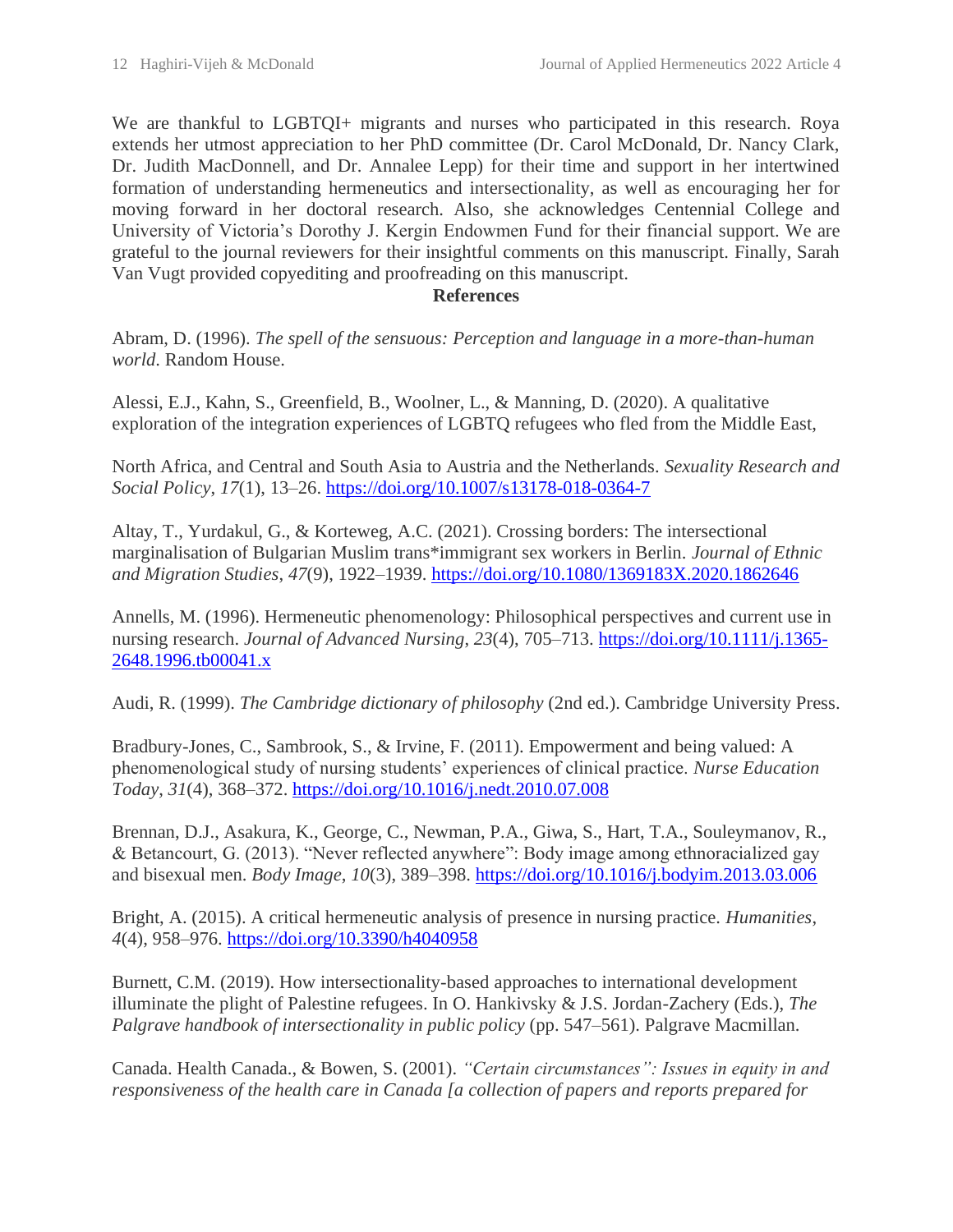We are thankful to LGBTQI+ migrants and nurses who participated in this research. Roya extends her utmost appreciation to her PhD committee (Dr. Carol McDonald, Dr. Nancy Clark, Dr. Judith MacDonnell, and Dr. Annalee Lepp) for their time and support in her intertwined formation of understanding hermeneutics and intersectionality, as well as encouraging her for moving forward in her doctoral research. Also, she acknowledges Centennial College and University of Victoria's Dorothy J. Kergin Endowmen Fund for their financial support. We are grateful to the journal reviewers for their insightful comments on this manuscript. Finally, Sarah Van Vugt provided copyediting and proofreading on this manuscript.

## References

Abram, D. (1996). *The spell of the sensuous: Perception and language in a more-than-human world*. Random House.

Alessi, E.J., Kahn, S., Greenfield, B., Woolner, L., & Manning, D. (2020). A qualitative exploration of the integration experiences of LGBTQ refugees who fled from the Middle East,

North Africa, and Central and South Asia to Austria and the Netherlands. *Sexuality Research and Social Policy*, *17*(1), 13–26. https://doi.org/10.1007/s13178-018-0364-7

Altay, T., Yurdakul, G., & Korteweg, A.C. (2021). Crossing borders: The intersectional marginalisation of Bulgarian Muslim trans*immigrant sex workers in Berlin. *Journal of Ethnic and Migration Studies*, *47*(9), 1922–1939. https://doi.org/10.1080/1369183X.2020.1862646

Annells, M. (1996). Hermeneutic phenomenology: Philosophical perspectives and current use in nursing research. *Journal of Advanced Nursing*, *23*(4), 705–713. https://doi.org/10.1111/j.1365-2648.1996.tb00041.x

Audi, R. (1999). *The Cambridge dictionary of philosophy* (2nd ed.). Cambridge University Press.

Bradbury-Jones, C., Sambrook, S., & Irvine, F. (2011). Empowerment and being valued: A phenomenological study of nursing students' experiences of clinical practice. *Nurse Education Today*, *31*(4), 368–372. https://doi.org/10.1016/j.nedt.2010.07.008

Brennan, D.J., Asakura, K., George, C., Newman, P.A., Giwa, S., Hart, T.A., Souleymanov, R., & Betancourt, G. (2013). "Never reflected anywhere": Body image among ethnoracialized gay and bisexual men. *Body Image*, *10*(3), 389–398. https://doi.org/10.1016/j.bodyim.2013.03.006

Bright, A. (2015). A critical hermeneutic analysis of presence in nursing practice. *Humanities*, *4*(4), 958–976. https://doi.org/10.3390/h4040958

Burnett, C.M. (2019). How intersectionality-based approaches to international development illuminate the plight of Palestine refugees. In O. Hankivsky & J.S. Jordan-Zachery (Eds.), *The Palgrave handbook of intersectionality in public policy* (pp. 547–561). Palgrave Macmillan.

Canada. Health Canada., & Bowen, S. (2001). *"Certain circumstances": Issues in equity in and responsiveness of the health care in Canada [a collection of papers and reports prepared for*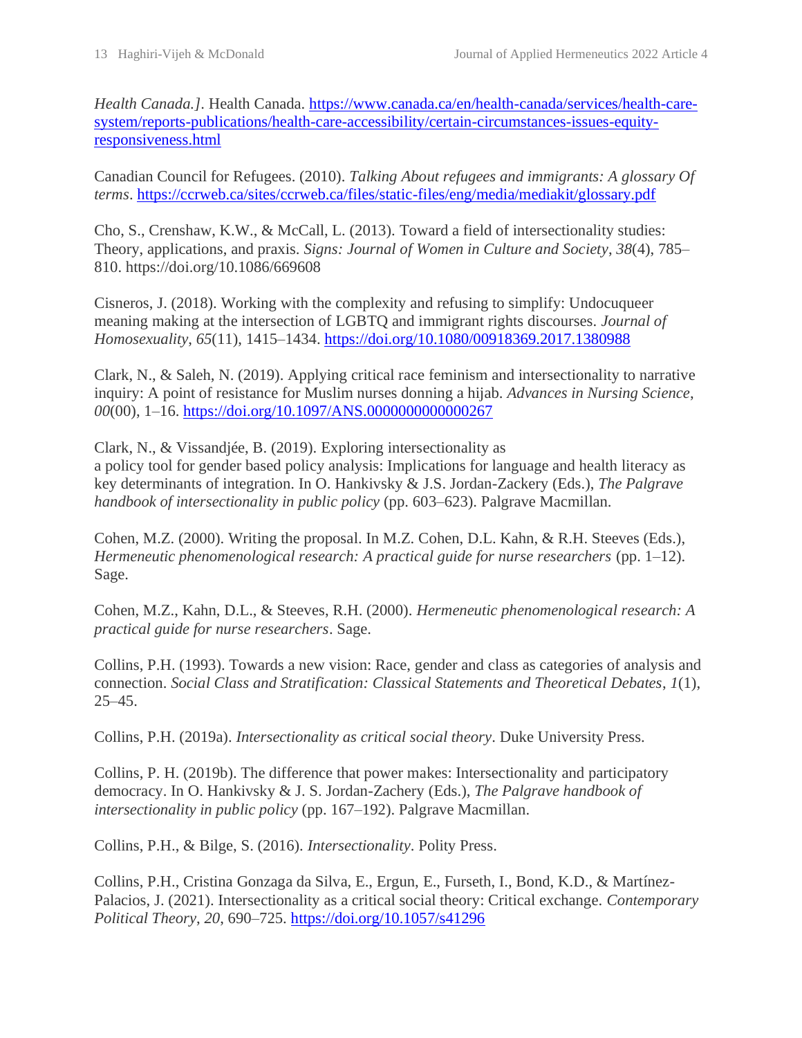*Health Canada.]*. Health Canada. https://www.canada.ca/en/health-canada/services/health-care-system/reports-publications/health-care-accessibility/certain-circumstances-issues-equity-responsiveness.html

Canadian Council for Refugees. (2010). *Talking About refugees and immigrants: A glossary Of terms*. https://ccrweb.ca/sites/ccrweb.ca/files/static-files/eng/media/mediakit/glossary.pdf

Cho, S., Crenshaw, K.W., & McCall, L. (2013). Toward a field of intersectionality studies: Theory, applications, and praxis. *Signs: Journal of Women in Culture and Society*, *38*(4), 785–810. https://doi.org/10.1086/669608

Cisneros, J. (2018). Working with the complexity and refusing to simplify: Undocuqueer meaning making at the intersection of LGBTQ and immigrant rights discourses. *Journal of Homosexuality*, *65*(11), 1415–1434. https://doi.org/10.1080/00918369.2017.1380988

Clark, N., & Saleh, N. (2019). Applying critical race feminism and intersectionality to narrative inquiry: A point of resistance for Muslim nurses donning a hijab. *Advances in Nursing Science*, *00*(00), 1–16. https://doi.org/10.1097/ANS.0000000000000267

Clark, N., & Vissandjée, B. (2019). Exploring intersectionality as a policy tool for gender based policy analysis: Implications for language and health literacy as key determinants of integration. In O. Hankivsky & J.S. Jordan-Zackery (Eds.), *The Palgrave handbook of intersectionality in public policy* (pp. 603–623). Palgrave Macmillan.

Cohen, M.Z. (2000). Writing the proposal. In M.Z. Cohen, D.L. Kahn, & R.H. Steeves (Eds.), *Hermeneutic phenomenological research: A practical guide for nurse researchers* (pp. 1–12). Sage.

Cohen, M.Z., Kahn, D.L., & Steeves, R.H. (2000). *Hermeneutic phenomenological research: A practical guide for nurse researchers*. Sage.

Collins, P.H. (1993). Towards a new vision: Race, gender and class as categories of analysis and connection. *Social Class and Stratification: Classical Statements and Theoretical Debates*, *1*(1), 25–45.

Collins, P.H. (2019a). *Intersectionality as critical social theory*. Duke University Press.

Collins, P. H. (2019b). The difference that power makes: Intersectionality and participatory democracy. In O. Hankivsky & J. S. Jordan-Zachery (Eds.), *The Palgrave handbook of intersectionality in public policy* (pp. 167–192). Palgrave Macmillan.

Collins, P.H., & Bilge, S. (2016). *Intersectionality*. Polity Press.

Collins, P.H., Cristina Gonzaga da Silva, E., Ergun, E., Furseth, I., Bond, K.D., & Martínez-Palacios, J. (2021). Intersectionality as a critical social theory: Critical exchange. *Contemporary Political Theory*, *20*, 690–725. https://doi.org/10.1057/s41296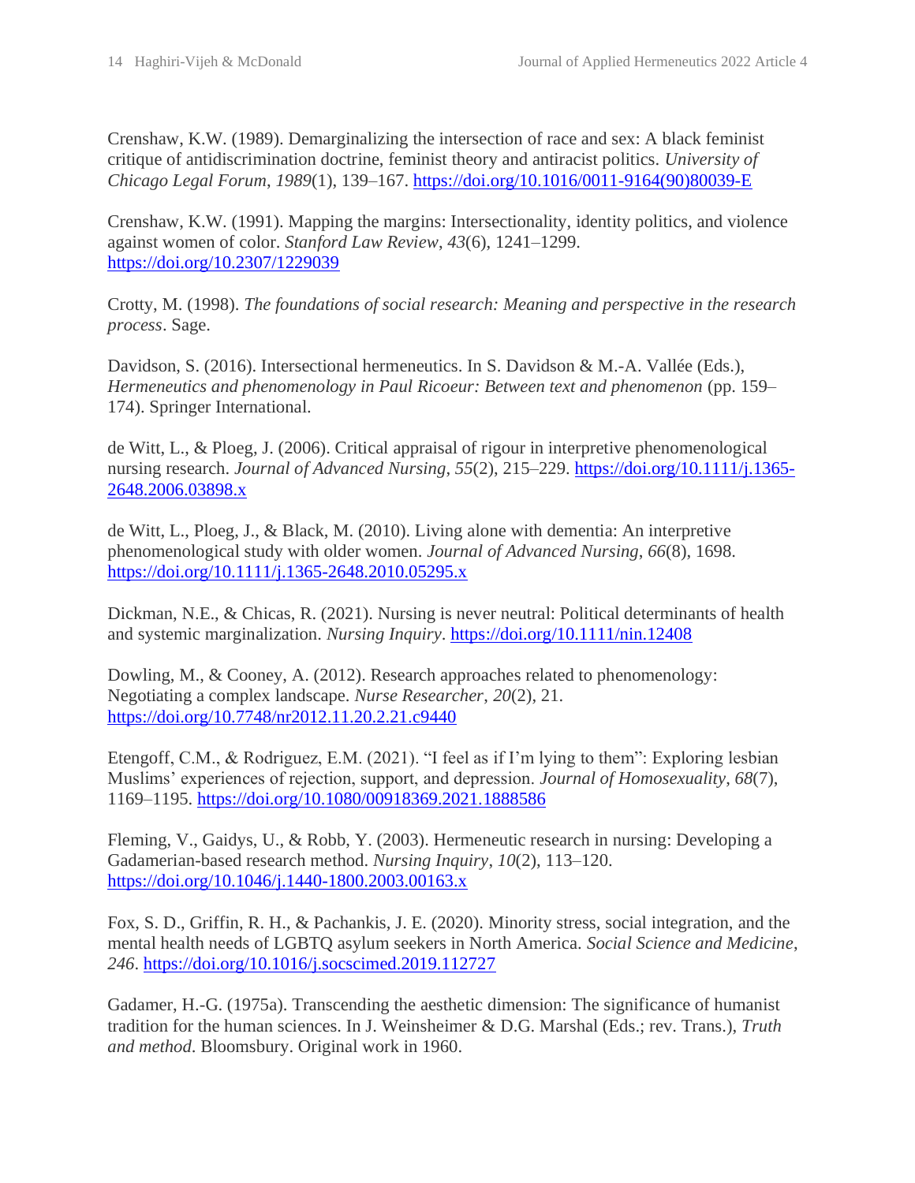Crenshaw, K.W. (1989). Demarginalizing the intersection of race and sex: A black feminist critique of antidiscrimination doctrine, feminist theory and antiracist politics. *University of Chicago Legal Forum*, *1989*(1), 139–167. https://doi.org/10.1016/0011-9164(90)80039-E

Crenshaw, K.W. (1991). Mapping the margins: Intersectionality, identity politics, and violence against women of color. *Stanford Law Review*, *43*(6), 1241–1299. https://doi.org/10.2307/1229039

Crotty, M. (1998). *The foundations of social research: Meaning and perspective in the research process*. Sage.

Davidson, S. (2016). Intersectional hermeneutics. In S. Davidson & M.-A. Vallée (Eds.), *Hermeneutics and phenomenology in Paul Ricoeur: Between text and phenomenon* (pp. 159–174). Springer International.

de Witt, L., & Ploeg, J. (2006). Critical appraisal of rigour in interpretive phenomenological nursing research. *Journal of Advanced Nursing*, *55*(2), 215–229. https://doi.org/10.1111/j.1365-2648.2006.03898.x

de Witt, L., Ploeg, J., & Black, M. (2010). Living alone with dementia: An interpretive phenomenological study with older women. *Journal of Advanced Nursing*, *66*(8), 1698. https://doi.org/10.1111/j.1365-2648.2010.05295.x

Dickman, N.E., & Chicas, R. (2021). Nursing is never neutral: Political determinants of health and systemic marginalization. *Nursing Inquiry*. https://doi.org/10.1111/nin.12408

Dowling, M., & Cooney, A. (2012). Research approaches related to phenomenology: Negotiating a complex landscape. *Nurse Researcher*, *20*(2), 21. https://doi.org/10.7748/nr2012.11.20.2.21.c9440

Etengoff, C.M., & Rodriguez, E.M. (2021). "I feel as if I'm lying to them": Exploring lesbian Muslims' experiences of rejection, support, and depression. *Journal of Homosexuality*, *68*(7), 1169–1195. https://doi.org/10.1080/00918369.2021.1888586

Fleming, V., Gaidys, U., & Robb, Y. (2003). Hermeneutic research in nursing: Developing a Gadamerian-based research method. *Nursing Inquiry*, *10*(2), 113–120. https://doi.org/10.1046/j.1440-1800.2003.00163.x

Fox, S. D., Griffin, R. H., & Pachankis, J. E. (2020). Minority stress, social integration, and the mental health needs of LGBTQ asylum seekers in North America. *Social Science and Medicine*, *246*. https://doi.org/10.1016/j.socscimed.2019.112727

Gadamer, H.-G. (1975a). Transcending the aesthetic dimension: The significance of humanist tradition for the human sciences. In J. Weinsheimer & D.G. Marshal (Eds.; rev. Trans.), *Truth and method*. Bloomsbury. Original work in 1960.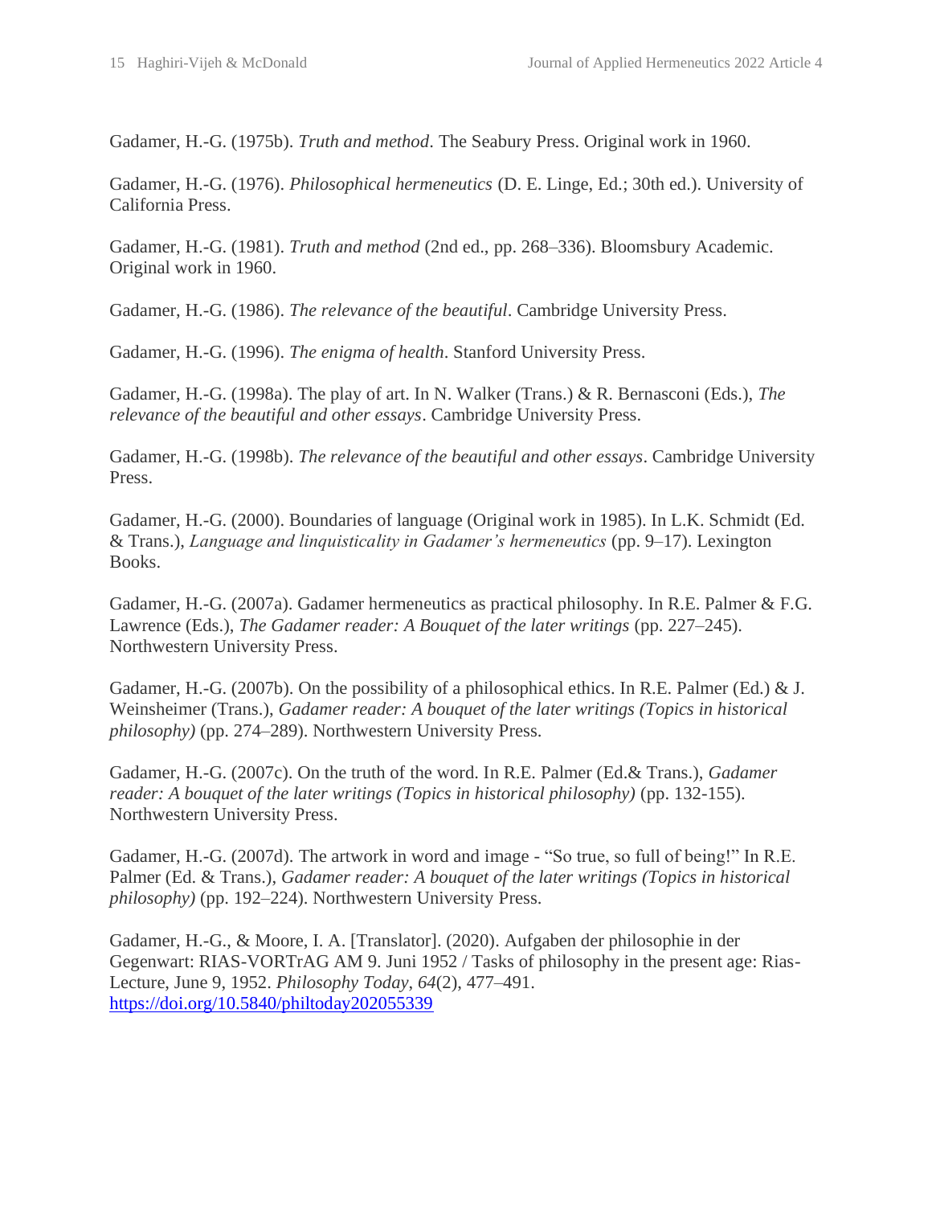Gadamer, H.-G. (1975b). *Truth and method*. The Seabury Press. Original work in 1960.

Gadamer, H.-G. (1976). *Philosophical hermeneutics* (D. E. Linge, Ed.; 30th ed.). University of California Press.

Gadamer, H.-G. (1981). *Truth and method* (2nd ed., pp. 268–336). Bloomsbury Academic. Original work in 1960.

Gadamer, H.-G. (1986). *The relevance of the beautiful*. Cambridge University Press.

Gadamer, H.-G. (1996). *The enigma of health*. Stanford University Press.

Gadamer, H.-G. (1998a). The play of art. In N. Walker (Trans.) & R. Bernasconi (Eds.), *The relevance of the beautiful and other essays*. Cambridge University Press.

Gadamer, H.-G. (1998b). *The relevance of the beautiful and other essays*. Cambridge University Press.

Gadamer, H.-G. (2000). Boundaries of language (Original work in 1985). In L.K. Schmidt (Ed. & Trans.), *Language and linquisticality in Gadamer's hermeneutics* (pp. 9–17). Lexington Books.

Gadamer, H.-G. (2007a). Gadamer hermeneutics as practical philosophy. In R.E. Palmer & F.G. Lawrence (Eds.), *The Gadamer reader: A Bouquet of the later writings* (pp. 227–245). Northwestern University Press.

Gadamer, H.-G. (2007b). On the possibility of a philosophical ethics. In R.E. Palmer (Ed.) & J. Weinsheimer (Trans.), *Gadamer reader: A bouquet of the later writings (Topics in historical philosophy)* (pp. 274–289). Northwestern University Press.

Gadamer, H.-G. (2007c). On the truth of the word. In R.E. Palmer (Ed.& Trans.), *Gadamer reader: A bouquet of the later writings (Topics in historical philosophy)* (pp. 132-155). Northwestern University Press.

Gadamer, H.-G. (2007d). The artwork in word and image - "So true, so full of being!" In R.E. Palmer (Ed. & Trans.), *Gadamer reader: A bouquet of the later writings (Topics in historical philosophy)* (pp. 192–224). Northwestern University Press.

Gadamer, H.-G., & Moore, I. A. [Translator]. (2020). Aufgaben der philosophie in der Gegenwart: RIAS-VORTrAG AM 9. Juni 1952 / Tasks of philosophy in the present age: Rias-Lecture, June 9, 1952. *Philosophy Today*, *64*(2), 477–491. https://doi.org/10.5840/philtoday202055339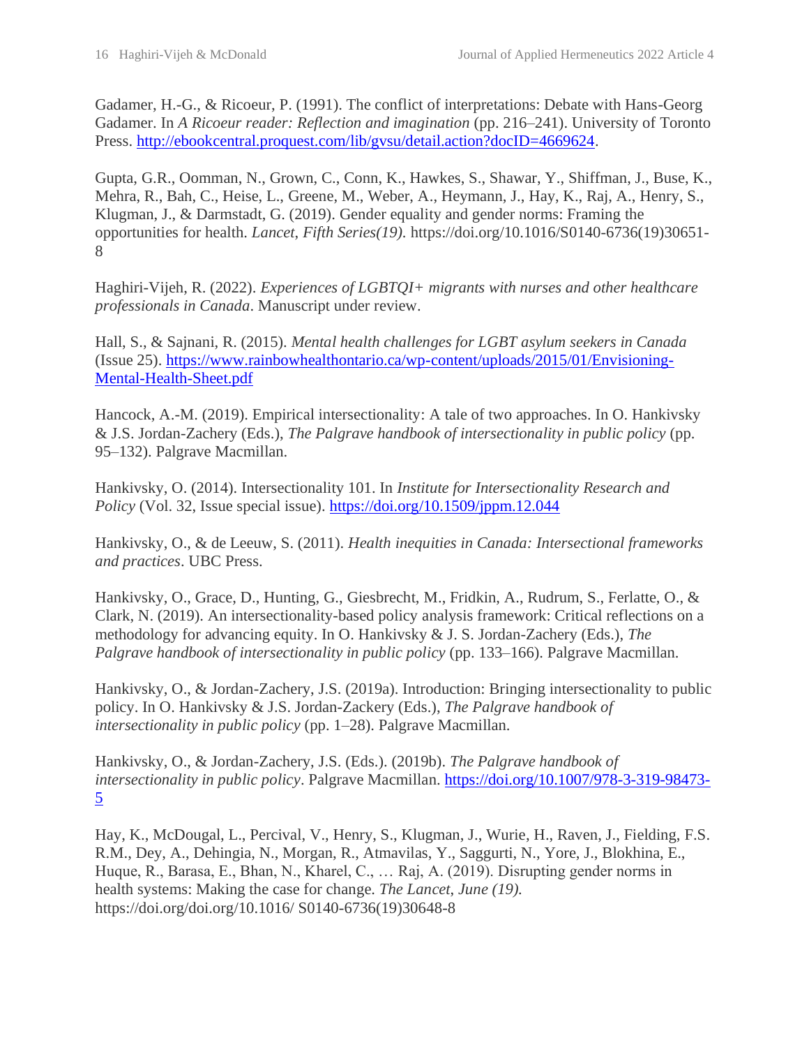Gadamer, H.-G., & Ricoeur, P. (1991). The conflict of interpretations: Debate with Hans-Georg Gadamer. In *A Ricoeur reader: Reflection and imagination* (pp. 216–241). University of Toronto Press. [http://ebookcentral.proquest.com/lib/gvsu/detail.action?docID=4669624](http://ebookcentral.proquest.com/lib/gvsu/detail.action?docID=4669624).

Gupta, G.R., Oomman, N., Grown, C., Conn, K., Hawkes, S., Shawar, Y., Shiffman, J., Buse, K., Mehra, R., Bah, C., Heise, L., Greene, M., Weber, A., Heymann, J., Hay, K., Raj, A., Henry, S., Klugman, J., & Darmstadt, G. (2019). Gender equality and gender norms: Framing the opportunities for health. *Lancet*, *Fifth Series(19).* https://doi.org/10.1016/S0140-6736(19)30651-8

Haghiri-Vijeh, R. (2022). *Experiences of LGBTQI+ migrants with nurses and other healthcare professionals in Canada*. Manuscript under review.

Hall, S., & Sajnani, R. (2015). *Mental health challenges for LGBT asylum seekers in Canada* (Issue 25). [https://www.rainbowhealthontario.ca/wp-content/uploads/2015/01/Envisioning-Mental-Health-Sheet.pdf](https://www.rainbowhealthontario.ca/wp-content/uploads/2015/01/Envisioning-Mental-Health-Sheet.pdf)

Hancock, A.-M. (2019). Empirical intersectionality: A tale of two approaches. In O. Hankivsky & J.S. Jordan-Zachery (Eds.), *The Palgrave handbook of intersectionality in public policy* (pp. 95–132). Palgrave Macmillan.

Hankivsky, O. (2014). Intersectionality 101. In *Institute for Intersectionality Research and Policy* (Vol. 32, Issue special issue). [https://doi.org/10.1509/jppm.12.044](https://doi.org/10.1509/jppm.12.044)

Hankivsky, O., & de Leeuw, S. (2011). *Health inequities in Canada: Intersectional frameworks and practices*. UBC Press.

Hankivsky, O., Grace, D., Hunting, G., Giesbrecht, M., Fridkin, A., Rudrum, S., Ferlatte, O., & Clark, N. (2019). An intersectionality-based policy analysis framework: Critical reflections on a methodology for advancing equity. In O. Hankivsky & J. S. Jordan-Zachery (Eds.), *The Palgrave handbook of intersectionality in public policy* (pp. 133–166). Palgrave Macmillan.

Hankivsky, O., & Jordan-Zachery, J.S. (2019a). Introduction: Bringing intersectionality to public policy. In O. Hankivsky & J.S. Jordan-Zackery (Eds.), *The Palgrave handbook of intersectionality in public policy* (pp. 1–28). Palgrave Macmillan.

Hankivsky, O., & Jordan-Zachery, J.S. (Eds.). (2019b). *The Palgrave handbook of intersectionality in public policy*. Palgrave Macmillan. [https://doi.org/10.1007/978-3-319-98473-5](https://doi.org/10.1007/978-3-319-98473-5)

Hay, K., McDougal, L., Percival, V., Henry, S., Klugman, J., Wurie, H., Raven, J., Fielding, F.S. R.M., Dey, A., Dehingia, N., Morgan, R., Atmavilas, Y., Saggurti, N., Yore, J., Blokhina, E., Huque, R., Barasa, E., Bhan, N., Kharel, C., … Raj, A. (2019). Disrupting gender norms in health systems: Making the case for change. *The Lancet*, *June (19).* https://doi.org/doi.org/10.1016/ S0140-6736(19)30648-8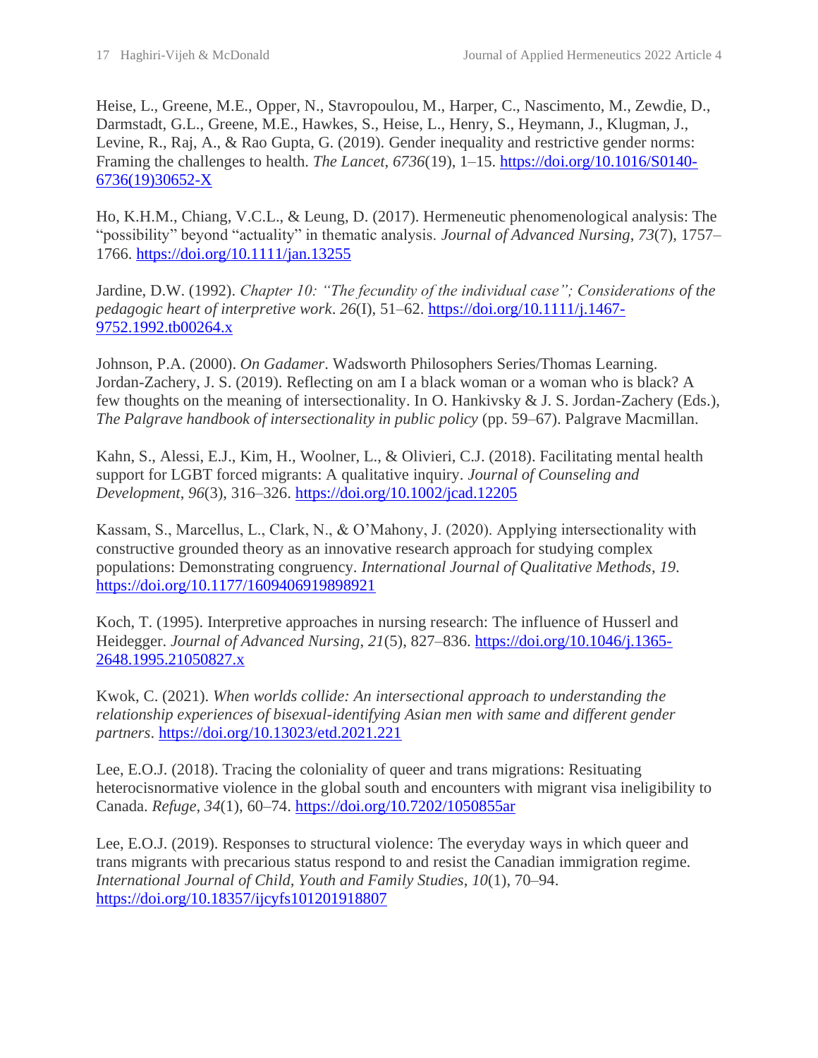Heise, L., Greene, M.E., Opper, N., Stavropoulou, M., Harper, C., Nascimento, M., Zewdie, D., Darmstadt, G.L., Greene, M.E., Hawkes, S., Heise, L., Henry, S., Heymann, J., Klugman, J., Levine, R., Raj, A., & Rao Gupta, G. (2019). Gender inequality and restrictive gender norms: Framing the challenges to health. *The Lancet*, *6736*(19), 1–15. https://doi.org/10.1016/S0140-6736(19)30652-X

Ho, K.H.M., Chiang, V.C.L., & Leung, D. (2017). Hermeneutic phenomenological analysis: The "possibility" beyond "actuality" in thematic analysis. *Journal of Advanced Nursing*, *73*(7), 1757–1766. https://doi.org/10.1111/jan.13255

Jardine, D.W. (1992). *Chapter 10: "The fecundity of the individual case"; Considerations of the pedagogic heart of interpretive work*. *26*(I), 51–62. https://doi.org/10.1111/j.1467-9752.1992.tb00264.x

Johnson, P.A. (2000). *On Gadamer*. Wadsworth Philosophers Series/Thomas Learning.
Jordan-Zachery, J. S. (2019). Reflecting on am I a black woman or a woman who is black? A few thoughts on the meaning of intersectionality. In O. Hankivsky & J. S. Jordan-Zachery (Eds.), *The Palgrave handbook of intersectionality in public policy* (pp. 59–67). Palgrave Macmillan.

Kahn, S., Alessi, E.J., Kim, H., Woolner, L., & Olivieri, C.J. (2018). Facilitating mental health support for LGBT forced migrants: A qualitative inquiry. *Journal of Counseling and Development*, *96*(3), 316–326. https://doi.org/10.1002/jcad.12205

Kassam, S., Marcellus, L., Clark, N., & O'Mahony, J. (2020). Applying intersectionality with constructive grounded theory as an innovative research approach for studying complex populations: Demonstrating congruency. *International Journal of Qualitative Methods*, *19*. https://doi.org/10.1177/1609406919898921

Koch, T. (1995). Interpretive approaches in nursing research: The influence of Husserl and Heidegger. *Journal of Advanced Nursing*, *21*(5), 827–836. https://doi.org/10.1046/j.1365-2648.1995.21050827.x

Kwok, C. (2021). *When worlds collide: An intersectional approach to understanding the relationship experiences of bisexual-identifying Asian men with same and different gender partners*. https://doi.org/10.13023/etd.2021.221

Lee, E.O.J. (2018). Tracing the coloniality of queer and trans migrations: Resituating heterocisnormative violence in the global south and encounters with migrant visa ineligibility to Canada. *Refuge*, *34*(1), 60–74. https://doi.org/10.7202/1050855ar

Lee, E.O.J. (2019). Responses to structural violence: The everyday ways in which queer and trans migrants with precarious status respond to and resist the Canadian immigration regime. *International Journal of Child, Youth and Family Studies*, *10*(1), 70–94. https://doi.org/10.18357/ijcyfs101201918807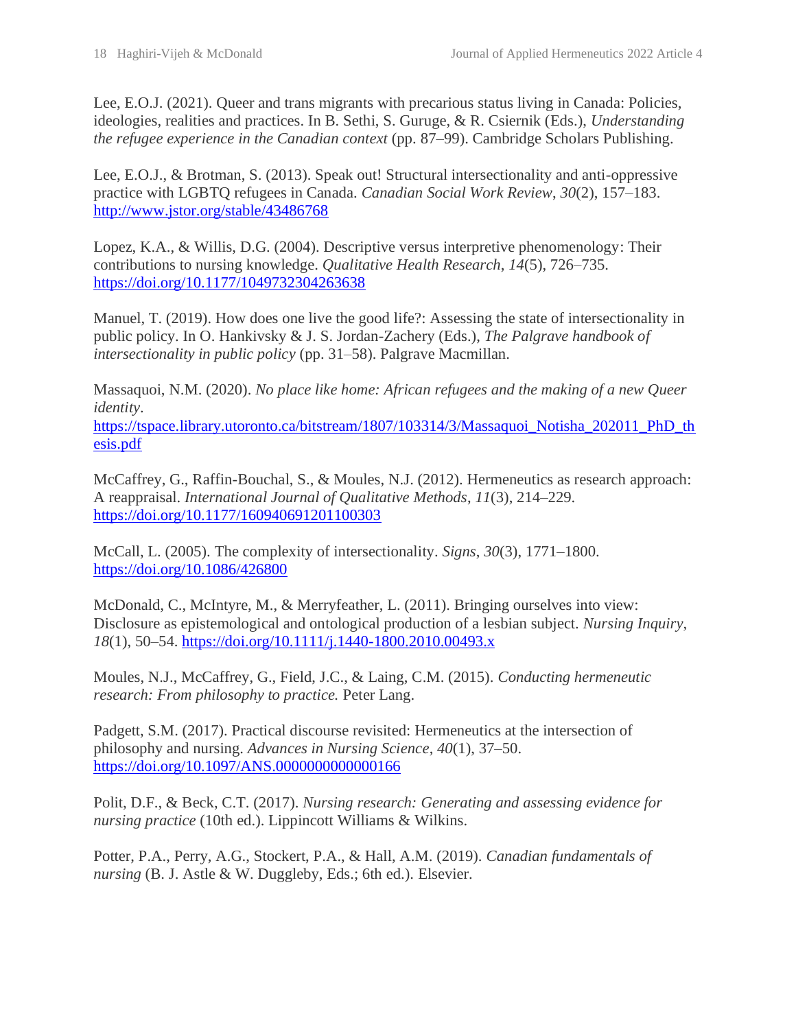Lee, E.O.J. (2021). Queer and trans migrants with precarious status living in Canada: Policies, ideologies, realities and practices. In B. Sethi, S. Guruge, & R. Csiernik (Eds.), *Understanding the refugee experience in the Canadian context* (pp. 87–99). Cambridge Scholars Publishing.

Lee, E.O.J., & Brotman, S. (2013). Speak out! Structural intersectionality and anti-oppressive practice with LGBTQ refugees in Canada. *Canadian Social Work Review*, *30*(2), 157–183. http://www.jstor.org/stable/43486768

Lopez, K.A., & Willis, D.G. (2004). Descriptive versus interpretive phenomenology: Their contributions to nursing knowledge. *Qualitative Health Research*, *14*(5), 726–735. https://doi.org/10.1177/1049732304263638

Manuel, T. (2019). How does one live the good life?: Assessing the state of intersectionality in public policy. In O. Hankivsky & J. S. Jordan-Zachery (Eds.), *The Palgrave handbook of intersectionality in public policy* (pp. 31–58). Palgrave Macmillan.

Massaquoi, N.M. (2020). *No place like home: African refugees and the making of a new Queer identity*. https://tspace.library.utoronto.ca/bitstream/1807/103314/3/Massaquoi_Notisha_202011_PhD_thesis.pdf

McCaffrey, G., Raffin-Bouchal, S., & Moules, N.J. (2012). Hermeneutics as research approach: A reappraisal. *International Journal of Qualitative Methods*, *11*(3), 214–229. https://doi.org/10.1177/160940691201100303

McCall, L. (2005). The complexity of intersectionality. *Signs*, *30*(3), 1771–1800. https://doi.org/10.1086/426800

McDonald, C., McIntyre, M., & Merryfeather, L. (2011). Bringing ourselves into view: Disclosure as epistemological and ontological production of a lesbian subject. *Nursing Inquiry*, *18*(1), 50–54. https://doi.org/10.1111/j.1440-1800.2010.00493.x

Moules, N.J., McCaffrey, G., Field, J.C., & Laing, C.M. (2015). *Conducting hermeneutic research: From philosophy to practice.* Peter Lang.

Padgett, S.M. (2017). Practical discourse revisited: Hermeneutics at the intersection of philosophy and nursing. *Advances in Nursing Science*, *40*(1), 37–50. https://doi.org/10.1097/ANS.0000000000000166

Polit, D.F., & Beck, C.T. (2017). *Nursing research: Generating and assessing evidence for nursing practice* (10th ed.). Lippincott Williams & Wilkins.

Potter, P.A., Perry, A.G., Stockert, P.A., & Hall, A.M. (2019). *Canadian fundamentals of nursing* (B. J. Astle & W. Duggleby, Eds.; 6th ed.). Elsevier.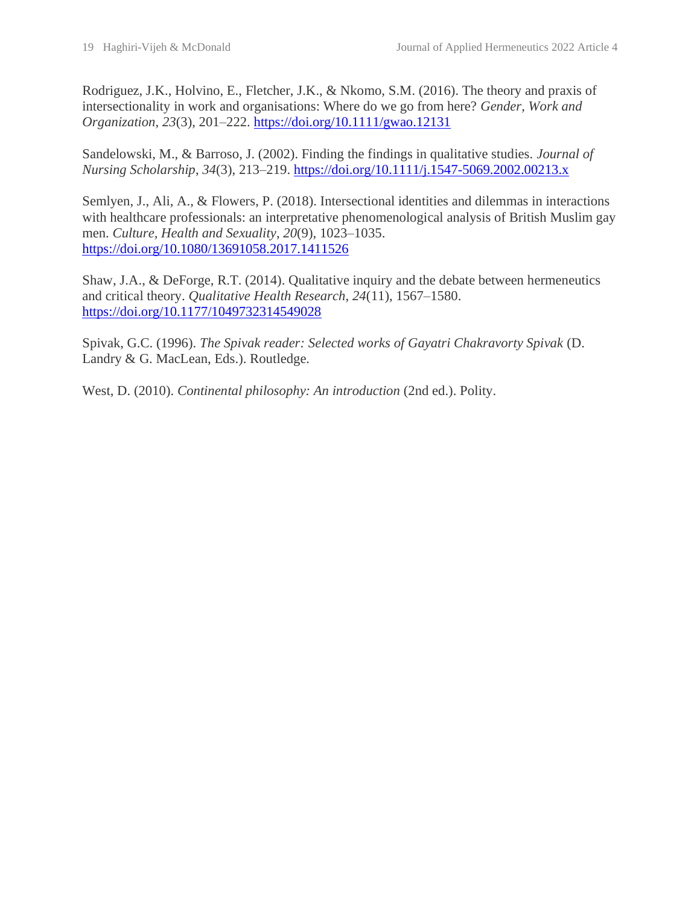Rodriguez, J.K., Holvino, E., Fletcher, J.K., & Nkomo, S.M. (2016). The theory and praxis of intersectionality in work and organisations: Where do we go from here? *Gender, Work and Organization*, *23*(3), 201–222. https://doi.org/10.1111/gwao.12131

Sandelowski, M., & Barroso, J. (2002). Finding the findings in qualitative studies. *Journal of Nursing Scholarship*, *34*(3), 213–219. https://doi.org/10.1111/j.1547-5069.2002.00213.x

Semlyen, J., Ali, A., & Flowers, P. (2018). Intersectional identities and dilemmas in interactions with healthcare professionals: an interpretative phenomenological analysis of British Muslim gay men. *Culture, Health and Sexuality*, *20*(9), 1023–1035. https://doi.org/10.1080/13691058.2017.1411526

Shaw, J.A., & DeForge, R.T. (2014). Qualitative inquiry and the debate between hermeneutics and critical theory. *Qualitative Health Research*, *24*(11), 1567–1580. https://doi.org/10.1177/1049732314549028

Spivak, G.C. (1996). *The Spivak reader: Selected works of Gayatri Chakravorty Spivak* (D. Landry & G. MacLean, Eds.). Routledge.

West, D. (2010). *Continental philosophy: An introduction* (2nd ed.). Polity.